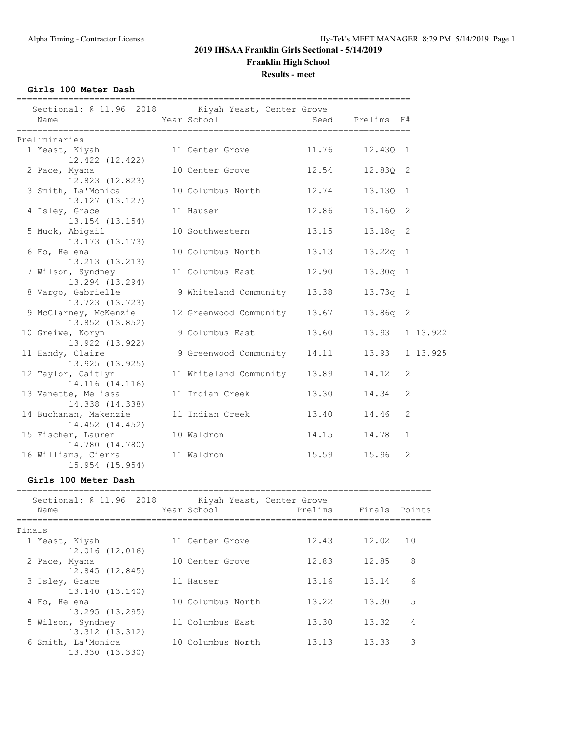# 2019 IHSAA Franklin Girls Sectional - 5/14/2019

## Franklin High School

### Results - meet

**Girls 100 Meter Dash**

Sectional: @ 11.96 2018 Kiyah Yeast, Center Grove

Preliminaries

| | Name | Year | School | Seed | Prelims | H# | |
|---|---|---|---|---|---|---|---|
| 1 | Yeast, Kiyah | 11 | Center Grove | 11.76 | 12.43Q | 1 | |
| | 12.422 (12.422) | | | | | | |
| 2 | Pace, Myana | 10 | Center Grove | 12.54 | 12.83Q | 2 | |
| | 12.823 (12.823) | | | | | | |
| 3 | Smith, La'Monica | 10 | Columbus North | 12.74 | 13.13Q | 1 | |
| | 13.127 (13.127) | | | | | | |
| 4 | Isley, Grace | 11 | Hauser | 12.86 | 13.16Q | 2 | |
| | 13.154 (13.154) | | | | | | |
| 5 | Muck, Abigail | 10 | Southwestern | 13.15 | 13.18q | 2 | |
| | 13.173 (13.173) | | | | | | |
| 6 | Ho, Helena | 10 | Columbus North | 13.13 | 13.22q | 1 | |
| | 13.213 (13.213) | | | | | | |
| 7 | Wilson, Syndney | 11 | Columbus East | 12.90 | 13.30q | 1 | |
| | 13.294 (13.294) | | | | | | |
| 8 | Vargo, Gabrielle | 9 | Whiteland Community | 13.38 | 13.73q | 1 | |
| | 13.723 (13.723) | | | | | | |
| 9 | McClarney, McKenzie | 12 | Greenwood Community | 13.67 | 13.86q | 2 | |
| | 13.852 (13.852) | | | | | | |
| 10 | Greiwe, Koryn | 9 | Columbus East | 13.60 | 13.93 | 1 | 13.922 |
| | 13.922 (13.922) | | | | | | |
| 11 | Handy, Claire | 9 | Greenwood Community | 14.11 | 13.93 | 1 | 13.925 |
| | 13.925 (13.925) | | | | | | |
| 12 | Taylor, Caitlyn | 11 | Whiteland Community | 13.89 | 14.12 | 2 | |
| | 14.116 (14.116) | | | | | | |
| 13 | Vanette, Melissa | 11 | Indian Creek | 13.30 | 14.34 | 2 | |
| | 14.338 (14.338) | | | | | | |
| 14 | Buchanan, Makenzie | 11 | Indian Creek | 13.40 | 14.46 | 2 | |
| | 14.452 (14.452) | | | | | | |
| 15 | Fischer, Lauren | 10 | Waldron | 14.15 | 14.78 | 1 | |
| | 14.780 (14.780) | | | | | | |
| 16 | Williams, Cierra | 11 | Waldron | 15.59 | 15.96 | 2 | |
| | 15.954 (15.954) | | | | | | |

**Girls 100 Meter Dash**

Sectional: @ 11.96 2018 Kiyah Yeast, Center Grove

Finals

| | Name | Year | School | Prelims | Finals | Points |
|---|---|---|---|---|---|---|
| 1 | Yeast, Kiyah | 11 | Center Grove | 12.43 | 12.02 | 10 |
| | 12.016 (12.016) | | | | | |
| 2 | Pace, Myana | 10 | Center Grove | 12.83 | 12.85 | 8 |
| | 12.845 (12.845) | | | | | |
| 3 | Isley, Grace | 11 | Hauser | 13.16 | 13.14 | 6 |
| | 13.140 (13.140) | | | | | |
| 4 | Ho, Helena | 10 | Columbus North | 13.22 | 13.30 | 5 |
| | 13.295 (13.295) | | | | | |
| 5 | Wilson, Syndney | 11 | Columbus East | 13.30 | 13.32 | 4 |
| | 13.312 (13.312) | | | | | |
| 6 | Smith, La'Monica | 10 | Columbus North | 13.13 | 13.33 | 3 |
| | 13.330 (13.330) | | | | | |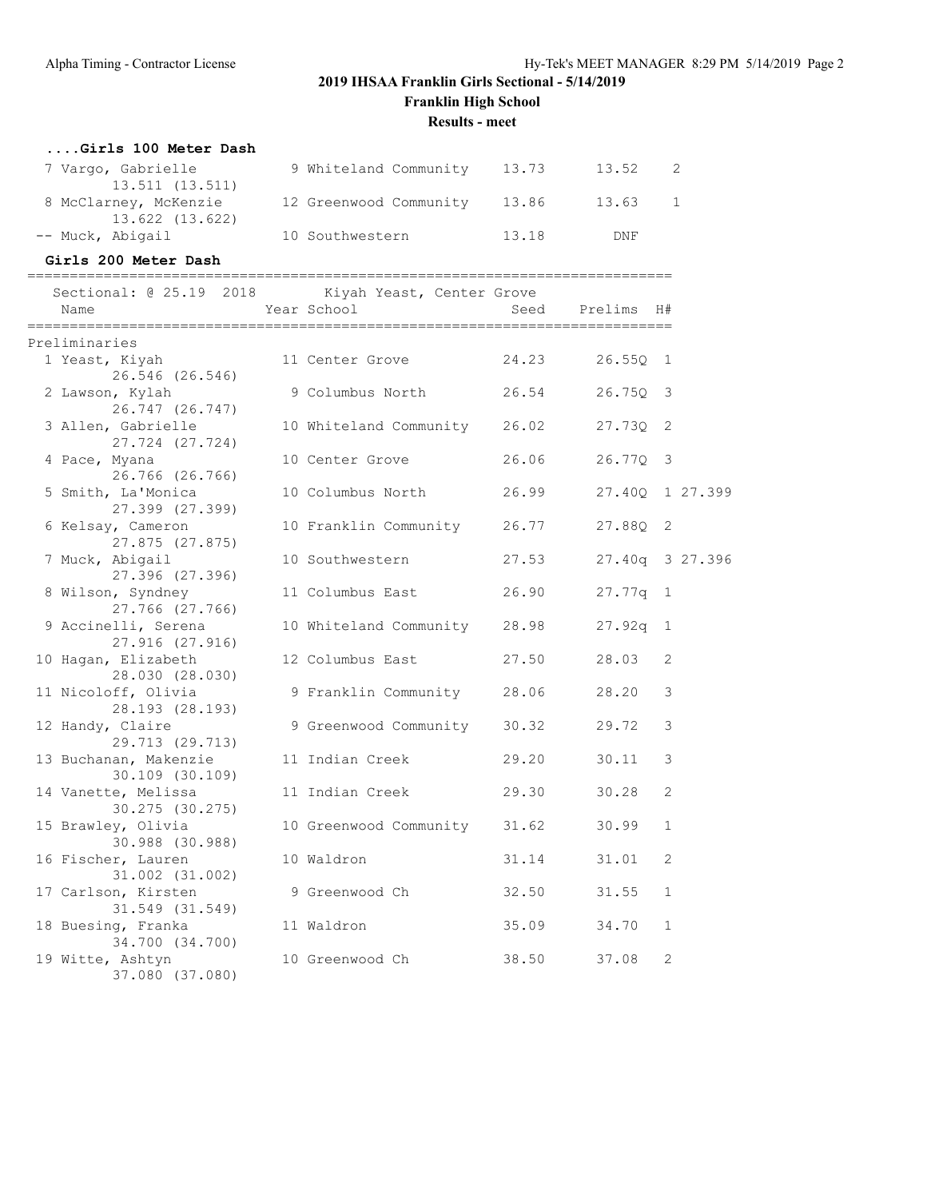**2019 IHSAA Franklin Girls Sectional - 5/14/2019**

**Franklin High School**

**Results - meet**

### ....Girls 100 Meter Dash

| Place | Name | Year | School | Seed | Finals | H# |
|---|---|---|---|---|---|---|
| 7 | Vargo, Gabrielle | 9 | Whiteland Community | 13.73 | 13.52 | 2 |
| | 13.511 (13.511) | | | | | |
| 8 | McClarney, McKenzie | 12 | Greenwood Community | 13.86 | 13.63 | 1 |
| | 13.622 (13.622) | | | | | |
| -- | Muck, Abigail | 10 | Southwestern | 13.18 | DNF | |

### Girls 200 Meter Dash

Sectional: @ 25.19 2018 Kiyah Yeast, Center Grove

Preliminaries

| Place | Name | Year | School | Seed | Prelims | H# | |
|---|---|---|---|---|---|---|---|
| 1 | Yeast, Kiyah | 11 | Center Grove | 24.23 | 26.55Q | 1 | |
| | 26.546 (26.546) | | | | | | |
| 2 | Lawson, Kylah | 9 | Columbus North | 26.54 | 26.75Q | 3 | |
| | 26.747 (26.747) | | | | | | |
| 3 | Allen, Gabrielle | 10 | Whiteland Community | 26.02 | 27.73Q | 2 | |
| | 27.724 (27.724) | | | | | | |
| 4 | Pace, Myana | 10 | Center Grove | 26.06 | 26.77Q | 3 | |
| | 26.766 (26.766) | | | | | | |
| 5 | Smith, La'Monica | 10 | Columbus North | 26.99 | 27.40Q | 1 | 27.399 |
| | 27.399 (27.399) | | | | | | |
| 6 | Kelsay, Cameron | 10 | Franklin Community | 26.77 | 27.88Q | 2 | |
| | 27.875 (27.875) | | | | | | |
| 7 | Muck, Abigail | 10 | Southwestern | 27.53 | 27.40q | 3 | 27.396 |
| | 27.396 (27.396) | | | | | | |
| 8 | Wilson, Syndney | 11 | Columbus East | 26.90 | 27.77q | 1 | |
| | 27.766 (27.766) | | | | | | |
| 9 | Accinelli, Serena | 10 | Whiteland Community | 28.98 | 27.92q | 1 | |
| | 27.916 (27.916) | | | | | | |
| 10 | Hagan, Elizabeth | 12 | Columbus East | 27.50 | 28.03 | 2 | |
| | 28.030 (28.030) | | | | | | |
| 11 | Nicoloff, Olivia | 9 | Franklin Community | 28.06 | 28.20 | 3 | |
| | 28.193 (28.193) | | | | | | |
| 12 | Handy, Claire | 9 | Greenwood Community | 30.32 | 29.72 | 3 | |
| | 29.713 (29.713) | | | | | | |
| 13 | Buchanan, Makenzie | 11 | Indian Creek | 29.20 | 30.11 | 3 | |
| | 30.109 (30.109) | | | | | | |
| 14 | Vanette, Melissa | 11 | Indian Creek | 29.30 | 30.28 | 2 | |
| | 30.275 (30.275) | | | | | | |
| 15 | Brawley, Olivia | 10 | Greenwood Community | 31.62 | 30.99 | 1 | |
| | 30.988 (30.988) | | | | | | |
| 16 | Fischer, Lauren | 10 | Waldron | 31.14 | 31.01 | 2 | |
| | 31.002 (31.002) | | | | | | |
| 17 | Carlson, Kirsten | 9 | Greenwood Ch | 32.50 | 31.55 | 1 | |
| | 31.549 (31.549) | | | | | | |
| 18 | Buesing, Franka | 11 | Waldron | 35.09 | 34.70 | 1 | |
| | 34.700 (34.700) | | | | | | |
| 19 | Witte, Ashtyn | 10 | Greenwood Ch | 38.50 | 37.08 | 2 | |
| | 37.080 (37.080) | | | | | | |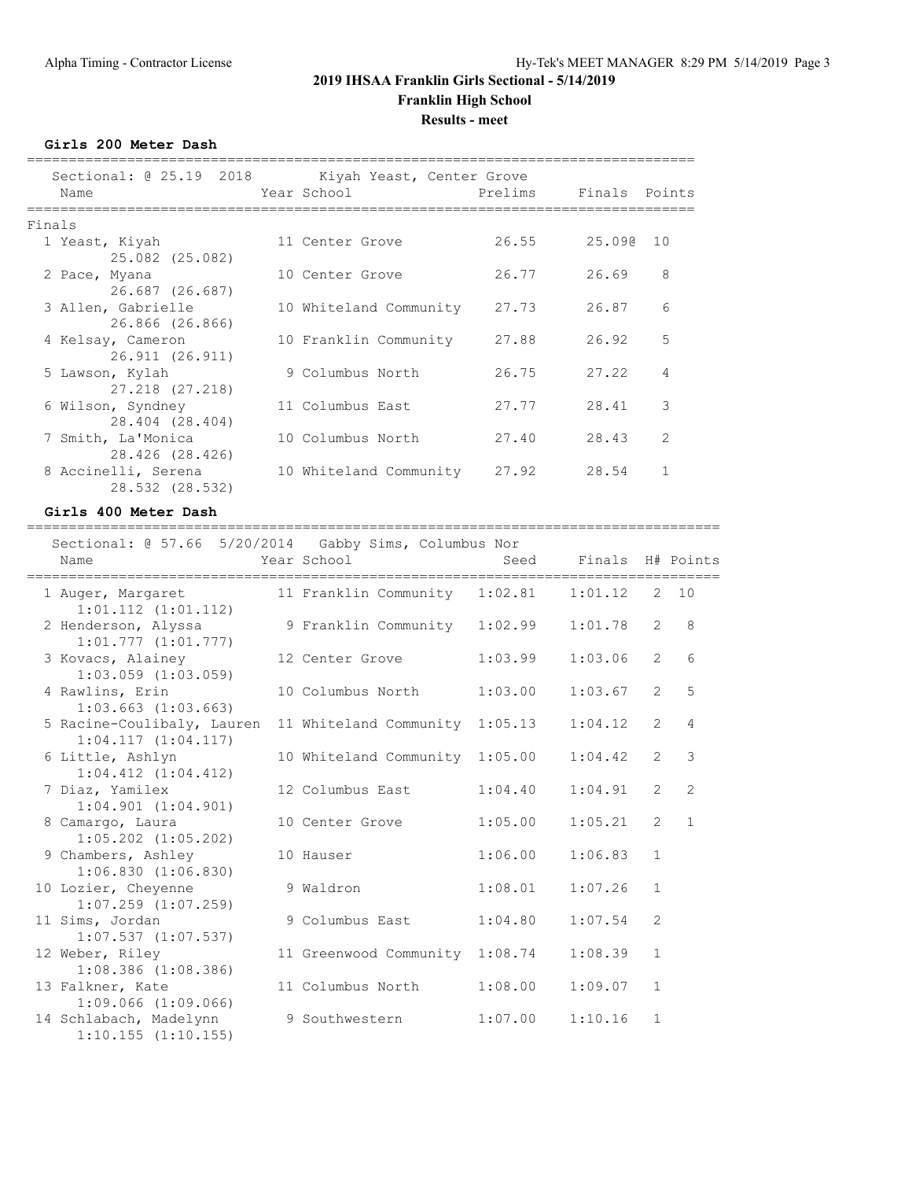**2019 IHSAA Franklin Girls Sectional - 5/14/2019**

**Franklin High School**

**Results - meet**

### Girls 200 Meter Dash

Sectional: @ 25.19 2018 Kiyah Yeast, Center Grove

Finals

| Place | Name | Year | School | Prelims | Finals | Points |
|---|---|---|---|---|---|---|
| 1 | Yeast, Kiyah | 11 | Center Grove | 26.55 | 25.09@ | 10 |
| | 25.082 (25.082) | | | | | |
| 2 | Pace, Myana | 10 | Center Grove | 26.77 | 26.69 | 8 |
| | 26.687 (26.687) | | | | | |
| 3 | Allen, Gabrielle | 10 | Whiteland Community | 27.73 | 26.87 | 6 |
| | 26.866 (26.866) | | | | | |
| 4 | Kelsay, Cameron | 10 | Franklin Community | 27.88 | 26.92 | 5 |
| | 26.911 (26.911) | | | | | |
| 5 | Lawson, Kylah | 9 | Columbus North | 26.75 | 27.22 | 4 |
| | 27.218 (27.218) | | | | | |
| 6 | Wilson, Syndney | 11 | Columbus East | 27.77 | 28.41 | 3 |
| | 28.404 (28.404) | | | | | |
| 7 | Smith, La'Monica | 10 | Columbus North | 27.40 | 28.43 | 2 |
| | 28.426 (28.426) | | | | | |
| 8 | Accinelli, Serena | 10 | Whiteland Community | 27.92 | 28.54 | 1 |
| | 28.532 (28.532) | | | | | |

### Girls 400 Meter Dash

Sectional: @ 57.66 5/20/2014 Gabby Sims, Columbus Nor

| Place | Name | Year | School | Seed | Finals | H# | Points |
|---|---|---|---|---|---|---|---|
| 1 | Auger, Margaret | 11 | Franklin Community | 1:02.81 | 1:01.12 | 2 | 10 |
| | 1:01.112 (1:01.112) | | | | | | |
| 2 | Henderson, Alyssa | 9 | Franklin Community | 1:02.99 | 1:01.78 | 2 | 8 |
| | 1:01.777 (1:01.777) | | | | | | |
| 3 | Kovacs, Alainey | 12 | Center Grove | 1:03.99 | 1:03.06 | 2 | 6 |
| | 1:03.059 (1:03.059) | | | | | | |
| 4 | Rawlins, Erin | 10 | Columbus North | 1:03.00 | 1:03.67 | 2 | 5 |
| | 1:03.663 (1:03.663) | | | | | | |
| 5 | Racine-Coulibaly, Lauren | 11 | Whiteland Community | 1:05.13 | 1:04.12 | 2 | 4 |
| | 1:04.117 (1:04.117) | | | | | | |
| 6 | Little, Ashlyn | 10 | Whiteland Community | 1:05.00 | 1:04.42 | 2 | 3 |
| | 1:04.412 (1:04.412) | | | | | | |
| 7 | Diaz, Yamilex | 12 | Columbus East | 1:04.40 | 1:04.91 | 2 | 2 |
| | 1:04.901 (1:04.901) | | | | | | |
| 8 | Camargo, Laura | 10 | Center Grove | 1:05.00 | 1:05.21 | 2 | 1 |
| | 1:05.202 (1:05.202) | | | | | | |
| 9 | Chambers, Ashley | 10 | Hauser | 1:06.00 | 1:06.83 | 1 | |
| | 1:06.830 (1:06.830) | | | | | | |
| 10 | Lozier, Cheyenne | 9 | Waldron | 1:08.01 | 1:07.26 | 1 | |
| | 1:07.259 (1:07.259) | | | | | | |
| 11 | Sims, Jordan | 9 | Columbus East | 1:04.80 | 1:07.54 | 2 | |
| | 1:07.537 (1:07.537) | | | | | | |
| 12 | Weber, Riley | 11 | Greenwood Community | 1:08.74 | 1:08.39 | 1 | |
| | 1:08.386 (1:08.386) | | | | | | |
| 13 | Falkner, Kate | 11 | Columbus North | 1:08.00 | 1:09.07 | 1 | |
| | 1:09.066 (1:09.066) | | | | | | |
| 14 | Schlabach, Madelynn | 9 | Southwestern | 1:07.00 | 1:10.16 | 1 | |
| | 1:10.155 (1:10.155) | | | | | | |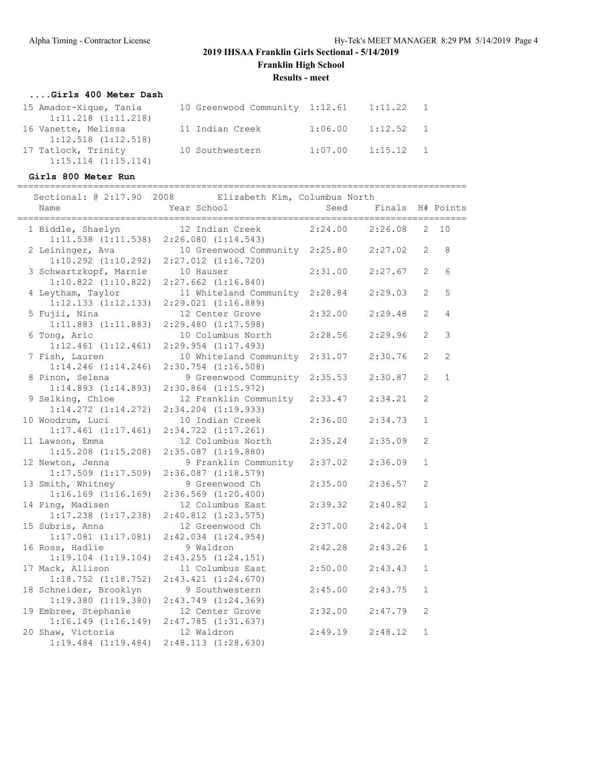## 2019 IHSAA Franklin Girls Sectional - 5/14/2019

**Franklin High School**

**Results - meet**

### ....Girls 400 Meter Dash

| Place | Name | Year | School | Seed | Finals | H# |
|---|---|---|---|---|---|---|
| 15 | Amador-Xique, Tania | 10 | Greenwood Community | 1:12.61 | 1:11.22 | 1 |
| | 1:11.218 (1:11.218) | | | | | |
| 16 | Vanette, Melissa | 11 | Indian Creek | 1:06.00 | 1:12.52 | 1 |
| | 1:12.518 (1:12.518) | | | | | |
| 17 | Tatlock, Trinity | 10 | Southwestern | 1:07.00 | 1:15.12 | 1 |
| | 1:15.114 (1:15.114) | | | | | |

### Girls 800 Meter Run

Sectional: @ 2:17.90 2008 Elizabeth Kim, Columbus North

| Place | Name | Year | School | Seed | Finals | H# | Points |
|---|---|---|---|---|---|---|---|
| 1 | Biddle, Shaelyn | 12 | Indian Creek | 2:24.00 | 2:26.08 | 2 | 10 |
| | 1:11.538 (1:11.538) 2:26.080 (1:14.543) | | | | | | |
| 2 | Leininger, Ava | 10 | Greenwood Community | 2:25.80 | 2:27.02 | 2 | 8 |
| | 1:10.292 (1:10.292) 2:27.012 (1:16.720) | | | | | | |
| 3 | Schwartzkopf, Marnie | 10 | Hauser | 2:31.00 | 2:27.67 | 2 | 6 |
| | 1:10.822 (1:10.822) 2:27.662 (1:16.840) | | | | | | |
| 4 | Leytham, Taylor | 11 | Whiteland Community | 2:28.84 | 2:29.03 | 2 | 5 |
| | 1:12.133 (1:12.133) 2:29.021 (1:16.889) | | | | | | |
| 5 | Fujii, Nina | 12 | Center Grove | 2:32.00 | 2:29.48 | 2 | 4 |
| | 1:11.883 (1:11.883) 2:29.480 (1:17.598) | | | | | | |
| 6 | Tong, Aric | 10 | Columbus North | 2:28.56 | 2:29.96 | 2 | 3 |
| | 1:12.461 (1:12.461) 2:29.954 (1:17.493) | | | | | | |
| 7 | Fish, Lauren | 10 | Whiteland Community | 2:31.07 | 2:30.76 | 2 | 2 |
| | 1:14.246 (1:14.246) 2:30.754 (1:16.508) | | | | | | |
| 8 | Pinon, Selena | 9 | Greenwood Community | 2:35.53 | 2:30.87 | 2 | 1 |
| | 1:14.893 (1:14.893) 2:30.864 (1:15.972) | | | | | | |
| 9 | Selking, Chloe | 12 | Franklin Community | 2:33.47 | 2:34.21 | 2 | |
| | 1:14.272 (1:14.272) 2:34.204 (1:19.933) | | | | | | |
| 10 | Woodrum, Luci | 10 | Indian Creek | 2:36.00 | 2:34.73 | 1 | |
| | 1:17.461 (1:17.461) 2:34.722 (1:17.261) | | | | | | |
| 11 | Lawson, Emma | 12 | Columbus North | 2:35.24 | 2:35.09 | 2 | |
| | 1:15.208 (1:15.208) 2:35.087 (1:19.880) | | | | | | |
| 12 | Newton, Jenna | 9 | Franklin Community | 2:37.02 | 2:36.09 | 1 | |
| | 1:17.509 (1:17.509) 2:36.087 (1:18.579) | | | | | | |
| 13 | Smith, Whitney | 9 | Greenwood Ch | 2:35.00 | 2:36.57 | 2 | |
| | 1:16.169 (1:16.169) 2:36.569 (1:20.400) | | | | | | |
| 14 | Ping, Madisen | 12 | Columbus East | 2:39.32 | 2:40.82 | 1 | |
| | 1:17.238 (1:17.238) 2:40.812 (1:23.575) | | | | | | |
| 15 | Subris, Anna | 12 | Greenwood Ch | 2:37.00 | 2:42.04 | 1 | |
| | 1:17.081 (1:17.081) 2:42.034 (1:24.954) | | | | | | |
| 16 | Ross, Hadlie | 9 | Waldron | 2:42.28 | 2:43.26 | 1 | |
| | 1:19.104 (1:19.104) 2:43.255 (1:24.151) | | | | | | |
| 17 | Mack, Allison | 11 | Columbus East | 2:50.00 | 2:43.43 | 1 | |
| | 1:18.752 (1:18.752) 2:43.421 (1:24.670) | | | | | | |
| 18 | Schneider, Brooklyn | 9 | Southwestern | 2:45.00 | 2:43.75 | 1 | |
| | 1:19.380 (1:19.380) 2:43.749 (1:24.369) | | | | | | |
| 19 | Embree, Stephanie | 12 | Center Grove | 2:32.00 | 2:47.79 | 2 | |
| | 1:16.149 (1:16.149) 2:47.785 (1:31.637) | | | | | | |
| 20 | Shaw, Victoria | 12 | Waldron | 2:49.19 | 2:48.12 | 1 | |
| | 1:19.484 (1:19.484) 2:48.113 (1:28.630) | | | | | | |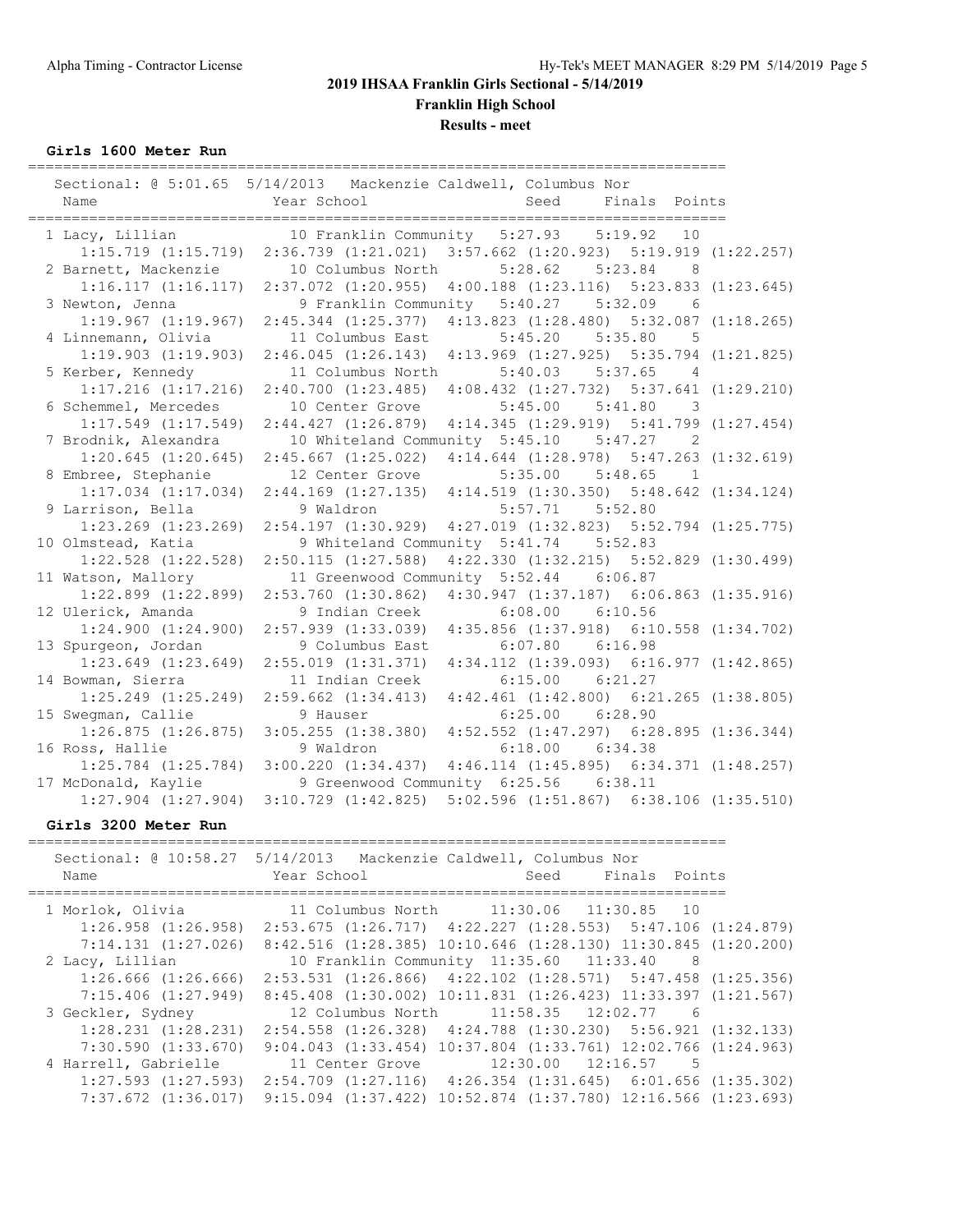# 2019 IHSAA Franklin Girls Sectional - 5/14/2019

## Franklin High School

### Results - meet

**Girls 1600 Meter Run**

Sectional: @ 5:01.65 5/14/2013 Mackenzie Caldwell, Columbus Nor

| Place | Name | Year | School | Seed | Finals | Points |
|---|---|---|---|---|---|---|
| 1 | Lacy, Lillian | 10 | Franklin Community | 5:27.93 | 5:19.92 | 10 |
| | 1:15.719 (1:15.719) 2:36.739 (1:21.021) 3:57.662 (1:20.923) 5:19.919 (1:22.257) | | | | | |
| 2 | Barnett, Mackenzie | 10 | Columbus North | 5:28.62 | 5:23.84 | 8 |
| | 1:16.117 (1:16.117) 2:37.072 (1:20.955) 4:00.188 (1:23.116) 5:23.833 (1:23.645) | | | | | |
| 3 | Newton, Jenna | 9 | Franklin Community | 5:40.27 | 5:32.09 | 6 |
| | 1:19.967 (1:19.967) 2:45.344 (1:25.377) 4:13.823 (1:28.480) 5:32.087 (1:18.265) | | | | | |
| 4 | Linnemann, Olivia | 11 | Columbus East | 5:45.20 | 5:35.80 | 5 |
| | 1:19.903 (1:19.903) 2:46.045 (1:26.143) 4:13.969 (1:27.925) 5:35.794 (1:21.825) | | | | | |
| 5 | Kerber, Kennedy | 11 | Columbus North | 5:40.03 | 5:37.65 | 4 |
| | 1:17.216 (1:17.216) 2:40.700 (1:23.485) 4:08.432 (1:27.732) 5:37.641 (1:29.210) | | | | | |
| 6 | Schemmel, Mercedes | 10 | Center Grove | 5:45.00 | 5:41.80 | 3 |
| | 1:17.549 (1:17.549) 2:44.427 (1:26.879) 4:14.345 (1:29.919) 5:41.799 (1:27.454) | | | | | |
| 7 | Brodnik, Alexandra | 10 | Whiteland Community | 5:45.10 | 5:47.27 | 2 |
| | 1:20.645 (1:20.645) 2:45.667 (1:25.022) 4:14.644 (1:28.978) 5:47.263 (1:32.619) | | | | | |
| 8 | Embree, Stephanie | 12 | Center Grove | 5:35.00 | 5:48.65 | 1 |
| | 1:17.034 (1:17.034) 2:44.169 (1:27.135) 4:14.519 (1:30.350) 5:48.642 (1:34.124) | | | | | |
| 9 | Larrison, Bella | 9 | Waldron | 5:57.71 | 5:52.80 | |
| | 1:23.269 (1:23.269) 2:54.197 (1:30.929) 4:27.019 (1:32.823) 5:52.794 (1:25.775) | | | | | |
| 10 | Olmstead, Katia | 9 | Whiteland Community | 5:41.74 | 5:52.83 | |
| | 1:22.528 (1:22.528) 2:50.115 (1:27.588) 4:22.330 (1:32.215) 5:52.829 (1:30.499) | | | | | |
| 11 | Watson, Mallory | 11 | Greenwood Community | 5:52.44 | 6:06.87 | |
| | 1:22.899 (1:22.899) 2:53.760 (1:30.862) 4:30.947 (1:37.187) 6:06.863 (1:35.916) | | | | | |
| 12 | Ulerick, Amanda | 9 | Indian Creek | 6:08.00 | 6:10.56 | |
| | 1:24.900 (1:24.900) 2:57.939 (1:33.039) 4:35.856 (1:37.918) 6:10.558 (1:34.702) | | | | | |
| 13 | Spurgeon, Jordan | 9 | Columbus East | 6:07.80 | 6:16.98 | |
| | 1:23.649 (1:23.649) 2:55.019 (1:31.371) 4:34.112 (1:39.093) 6:16.977 (1:42.865) | | | | | |
| 14 | Bowman, Sierra | 11 | Indian Creek | 6:15.00 | 6:21.27 | |
| | 1:25.249 (1:25.249) 2:59.662 (1:34.413) 4:42.461 (1:42.800) 6:21.265 (1:38.805) | | | | | |
| 15 | Swegman, Callie | 9 | Hauser | 6:25.00 | 6:28.90 | |
| | 1:26.875 (1:26.875) 3:05.255 (1:38.380) 4:52.552 (1:47.297) 6:28.895 (1:36.344) | | | | | |
| 16 | Ross, Hallie | 9 | Waldron | 6:18.00 | 6:34.38 | |
| | 1:25.784 (1:25.784) 3:00.220 (1:34.437) 4:46.114 (1:45.895) 6:34.371 (1:48.257) | | | | | |
| 17 | McDonald, Kaylie | 9 | Greenwood Community | 6:25.56 | 6:38.11 | |
| | 1:27.904 (1:27.904) 3:10.729 (1:42.825) 5:02.596 (1:51.867) 6:38.106 (1:35.510) | | | | | |

**Girls 3200 Meter Run**

Sectional: @ 10:58.27 5/14/2013 Mackenzie Caldwell, Columbus Nor

| Place | Name | Year | School | Seed | Finals | Points |
|---|---|---|---|---|---|---|
| 1 | Morlok, Olivia | 11 | Columbus North | 11:30.06 | 11:30.85 | 10 |
| | 1:26.958 (1:26.958) 2:53.675 (1:26.717) 4:22.227 (1:28.553) 5:47.106 (1:24.879) | | | | | |
| | 7:14.131 (1:27.026) 8:42.516 (1:28.385) 10:10.646 (1:28.130) 11:30.845 (1:20.200) | | | | | |
| 2 | Lacy, Lillian | 10 | Franklin Community | 11:35.60 | 11:33.40 | 8 |
| | 1:26.666 (1:26.666) 2:53.531 (1:26.866) 4:22.102 (1:28.571) 5:47.458 (1:25.356) | | | | | |
| | 7:15.406 (1:27.949) 8:45.408 (1:30.002) 10:11.831 (1:26.423) 11:33.397 (1:21.567) | | | | | |
| 3 | Geckler, Sydney | 12 | Columbus North | 11:58.35 | 12:02.77 | 6 |
| | 1:28.231 (1:28.231) 2:54.558 (1:26.328) 4:24.788 (1:30.230) 5:56.921 (1:32.133) | | | | | |
| | 7:30.590 (1:33.670) 9:04.043 (1:33.454) 10:37.804 (1:33.761) 12:02.766 (1:24.963) | | | | | |
| 4 | Harrell, Gabrielle | 11 | Center Grove | 12:30.00 | 12:16.57 | 5 |
| | 1:27.593 (1:27.593) 2:54.709 (1:27.116) 4:26.354 (1:31.645) 6:01.656 (1:35.302) | | | | | |
| | 7:37.672 (1:36.017) 9:15.094 (1:37.422) 10:52.874 (1:37.780) 12:16.566 (1:23.693) | | | | | |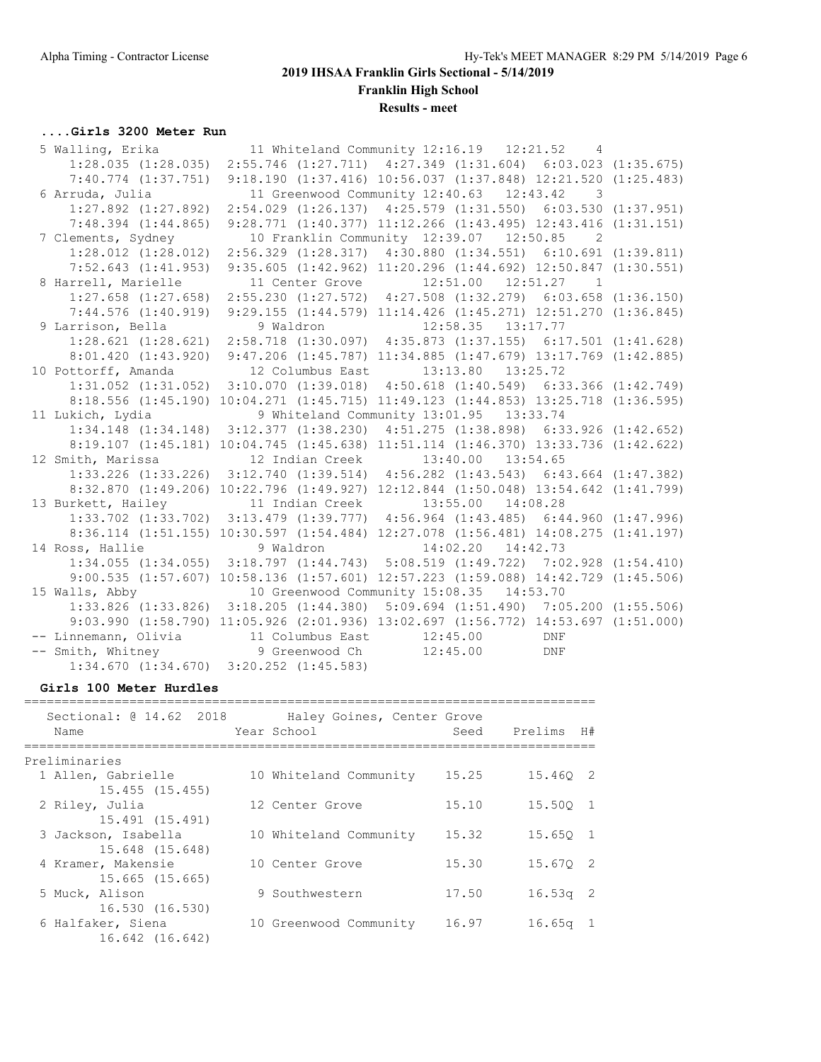## 2019 IHSAA Franklin Girls Sectional - 5/14/2019

### Franklin High School

### Results - meet

#### ....Girls 3200 Meter Run

```
  5 Walling, Erika           11 Whiteland Community 12:16.19   12:21.52    4
     1:28.035 (1:28.035)  2:55.746 (1:27.711)  4:27.349 (1:31.604)  6:03.023 (1:35.675)
     7:40.774 (1:37.751)  9:18.190 (1:37.416) 10:56.037 (1:37.848) 12:21.520 (1:25.483)
  6 Arruda, Julia            11 Greenwood Community 12:40.63   12:43.42    3
     1:27.892 (1:27.892)  2:54.029 (1:26.137)  4:25.579 (1:31.550)  6:03.530 (1:37.951)
     7:48.394 (1:44.865)  9:28.771 (1:40.377) 11:12.266 (1:43.495) 12:43.416 (1:31.151)
  7 Clements, Sydney         10 Franklin Community  12:39.07   12:50.85    2
     1:28.012 (1:28.012)  2:56.329 (1:28.317)  4:30.880 (1:34.551)  6:10.691 (1:39.811)
     7:52.643 (1:41.953)  9:35.605 (1:42.962) 11:20.296 (1:44.692) 12:50.847 (1:30.551)
  8 Harrell, Marielle        11 Center Grove        12:51.00   12:51.27    1
     1:27.658 (1:27.658)  2:55.230 (1:27.572)  4:27.508 (1:32.279)  6:03.658 (1:36.150)
     7:44.576 (1:40.919)  9:29.155 (1:44.579) 11:14.426 (1:45.271) 12:51.270 (1:36.845)
  9 Larrison, Bella           9 Waldron             12:58.35   13:17.77
     1:28.621 (1:28.621)  2:58.718 (1:30.097)  4:35.873 (1:37.155)  6:17.501 (1:41.628)
     8:01.420 (1:43.920)  9:47.206 (1:45.787) 11:34.885 (1:47.679) 13:17.769 (1:42.885)
 10 Pottorff, Amanda         12 Columbus East       13:13.80   13:25.72
     1:31.052 (1:31.052)  3:10.070 (1:39.018)  4:50.618 (1:40.549)  6:33.366 (1:42.749)
     8:18.556 (1:45.190) 10:04.271 (1:45.715) 11:49.123 (1:44.853) 13:25.718 (1:36.595)
 11 Lukich, Lydia             9 Whiteland Community 13:01.95   13:33.74
     1:34.148 (1:34.148)  3:12.377 (1:38.230)  4:51.275 (1:38.898)  6:33.926 (1:42.652)
     8:19.107 (1:45.181) 10:04.745 (1:45.638) 11:51.114 (1:46.370) 13:33.736 (1:42.622)
 12 Smith, Marissa           12 Indian Creek        13:40.00   13:54.65
     1:33.226 (1:33.226)  3:12.740 (1:39.514)  4:56.282 (1:43.543)  6:43.664 (1:47.382)
     8:32.870 (1:49.206) 10:22.796 (1:49.927) 12:12.844 (1:50.048) 13:54.642 (1:41.799)
 13 Burkett, Hailey          11 Indian Creek        13:55.00   14:08.28
     1:33.702 (1:33.702)  3:13.479 (1:39.777)  4:56.964 (1:43.485)  6:44.960 (1:47.996)
     8:36.114 (1:51.155) 10:30.597 (1:54.484) 12:27.078 (1:56.481) 14:08.275 (1:41.197)
 14 Ross, Hallie              9 Waldron             14:02.20   14:42.73
     1:34.055 (1:34.055)  3:18.797 (1:44.743)  5:08.519 (1:49.722)  7:02.928 (1:54.410)
     9:00.535 (1:57.607) 10:58.136 (1:57.601) 12:57.223 (1:59.088) 14:42.729 (1:45.506)
 15 Walls, Abby              10 Greenwood Community 15:08.35   14:53.70
     1:33.826 (1:33.826)  3:18.205 (1:44.380)  5:09.694 (1:51.490)  7:05.200 (1:55.506)
     9:03.990 (1:58.790) 11:05.926 (2:01.936) 13:02.697 (1:56.772) 14:53.697 (1:51.000)
 -- Linnemann, Olivia        11 Columbus East       12:45.00         DNF
 -- Smith, Whitney            9 Greenwood Ch        12:45.00         DNF
     1:34.670 (1:34.670)  3:20.252 (1:45.583)
```

#### Girls 100 Meter Hurdles

```
===========================================================================
   Sectional: @ 14.62  2018        Haley Goines, Center Grove
   Name                    Year School                 Seed    Prelims  H#
===========================================================================
Preliminaries
  1 Allen, Gabrielle        10 Whiteland Community    15.25      15.46Q  2
        15.455 (15.455)
  2 Riley, Julia            12 Center Grove           15.10      15.50Q  1
        15.491 (15.491)
  3 Jackson, Isabella       10 Whiteland Community    15.32      15.65Q  1
        15.648 (15.648)
  4 Kramer, Makensie        10 Center Grove           15.30      15.67Q  2
        15.665 (15.665)
  5 Muck, Alison             9 Southwestern           17.50      16.53q  2
        16.530 (16.530)
  6 Halfaker, Siena         10 Greenwood Community    16.97      16.65q  1
        16.642 (16.642)
```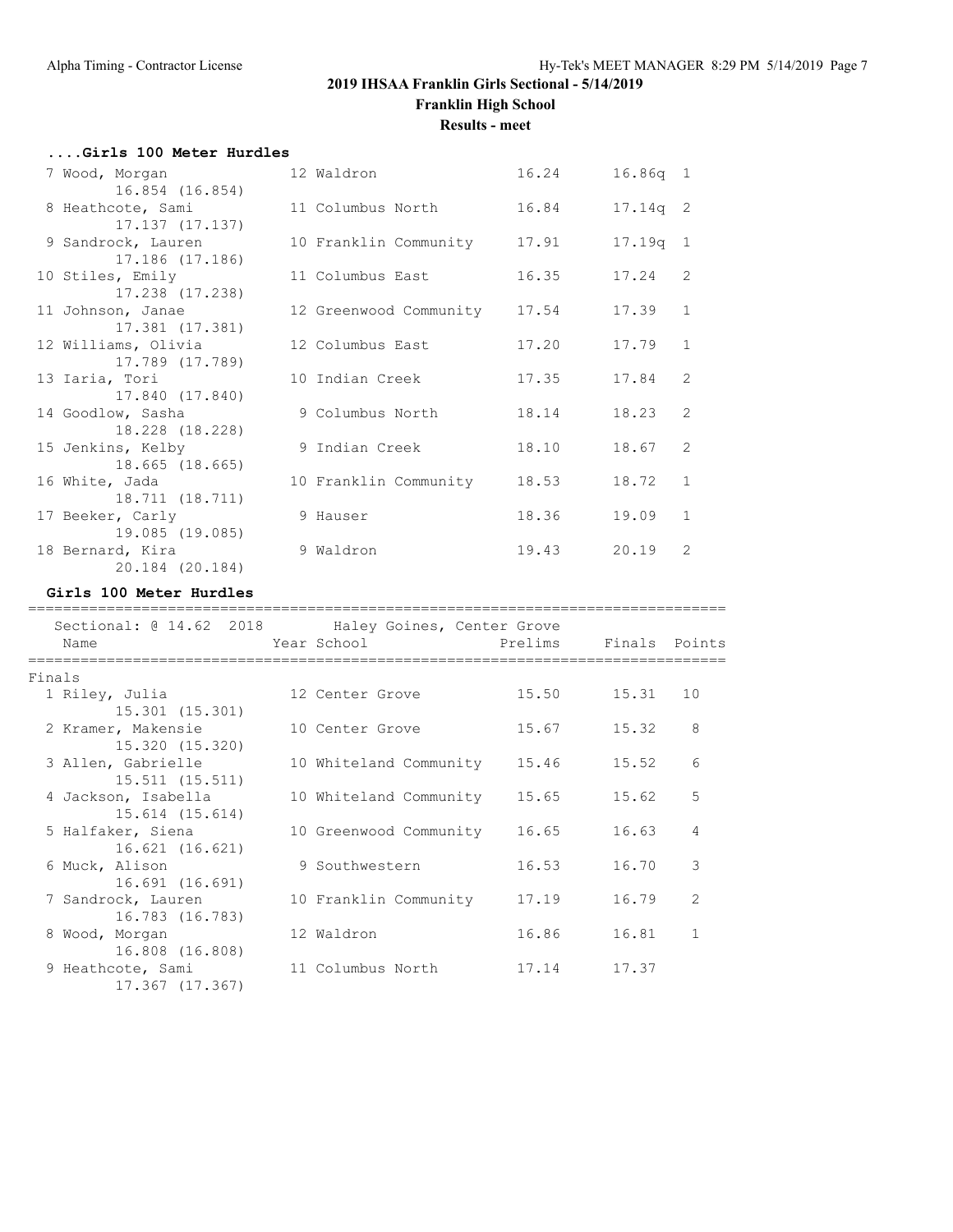## ....Girls 100 Meter Hurdles

| Place | Name | Year | School | Prelims | Finals | H |
|---|---|---|---|---|---|---|
| 7 | Wood, Morgan | 12 | Waldron | 16.24 | 16.86q | 1 |
| | 16.854 (16.854) | | | | | |
| 8 | Heathcote, Sami | 11 | Columbus North | 16.84 | 17.14q | 2 |
| | 17.137 (17.137) | | | | | |
| 9 | Sandrock, Lauren | 10 | Franklin Community | 17.91 | 17.19q | 1 |
| | 17.186 (17.186) | | | | | |
| 10 | Stiles, Emily | 11 | Columbus East | 16.35 | 17.24 | 2 |
| | 17.238 (17.238) | | | | | |
| 11 | Johnson, Janae | 12 | Greenwood Community | 17.54 | 17.39 | 1 |
| | 17.381 (17.381) | | | | | |
| 12 | Williams, Olivia | 12 | Columbus East | 17.20 | 17.79 | 1 |
| | 17.789 (17.789) | | | | | |
| 13 | Iaria, Tori | 10 | Indian Creek | 17.35 | 17.84 | 2 |
| | 17.840 (17.840) | | | | | |
| 14 | Goodlow, Sasha | 9 | Columbus North | 18.14 | 18.23 | 2 |
| | 18.228 (18.228) | | | | | |
| 15 | Jenkins, Kelby | 9 | Indian Creek | 18.10 | 18.67 | 2 |
| | 18.665 (18.665) | | | | | |
| 16 | White, Jada | 10 | Franklin Community | 18.53 | 18.72 | 1 |
| | 18.711 (18.711) | | | | | |
| 17 | Beeker, Carly | 9 | Hauser | 18.36 | 19.09 | 1 |
| | 19.085 (19.085) | | | | | |
| 18 | Bernard, Kira | 9 | Waldron | 19.43 | 20.19 | 2 |
| | 20.184 (20.184) | | | | | |

## Girls 100 Meter Hurdles

Sectional: @ 14.62 2018 Haley Goines, Center Grove

Finals

| Place | Name | Year | School | Prelims | Finals | Points |
|---|---|---|---|---|---|---|
| 1 | Riley, Julia | 12 | Center Grove | 15.50 | 15.31 | 10 |
| | 15.301 (15.301) | | | | | |
| 2 | Kramer, Makensie | 10 | Center Grove | 15.67 | 15.32 | 8 |
| | 15.320 (15.320) | | | | | |
| 3 | Allen, Gabrielle | 10 | Whiteland Community | 15.46 | 15.52 | 6 |
| | 15.511 (15.511) | | | | | |
| 4 | Jackson, Isabella | 10 | Whiteland Community | 15.65 | 15.62 | 5 |
| | 15.614 (15.614) | | | | | |
| 5 | Halfaker, Siena | 10 | Greenwood Community | 16.65 | 16.63 | 4 |
| | 16.621 (16.621) | | | | | |
| 6 | Muck, Alison | 9 | Southwestern | 16.53 | 16.70 | 3 |
| | 16.691 (16.691) | | | | | |
| 7 | Sandrock, Lauren | 10 | Franklin Community | 17.19 | 16.79 | 2 |
| | 16.783 (16.783) | | | | | |
| 8 | Wood, Morgan | 12 | Waldron | 16.86 | 16.81 | 1 |
| | 16.808 (16.808) | | | | | |
| 9 | Heathcote, Sami | 11 | Columbus North | 17.14 | 17.37 | |
| | 17.367 (17.367) | | | | | |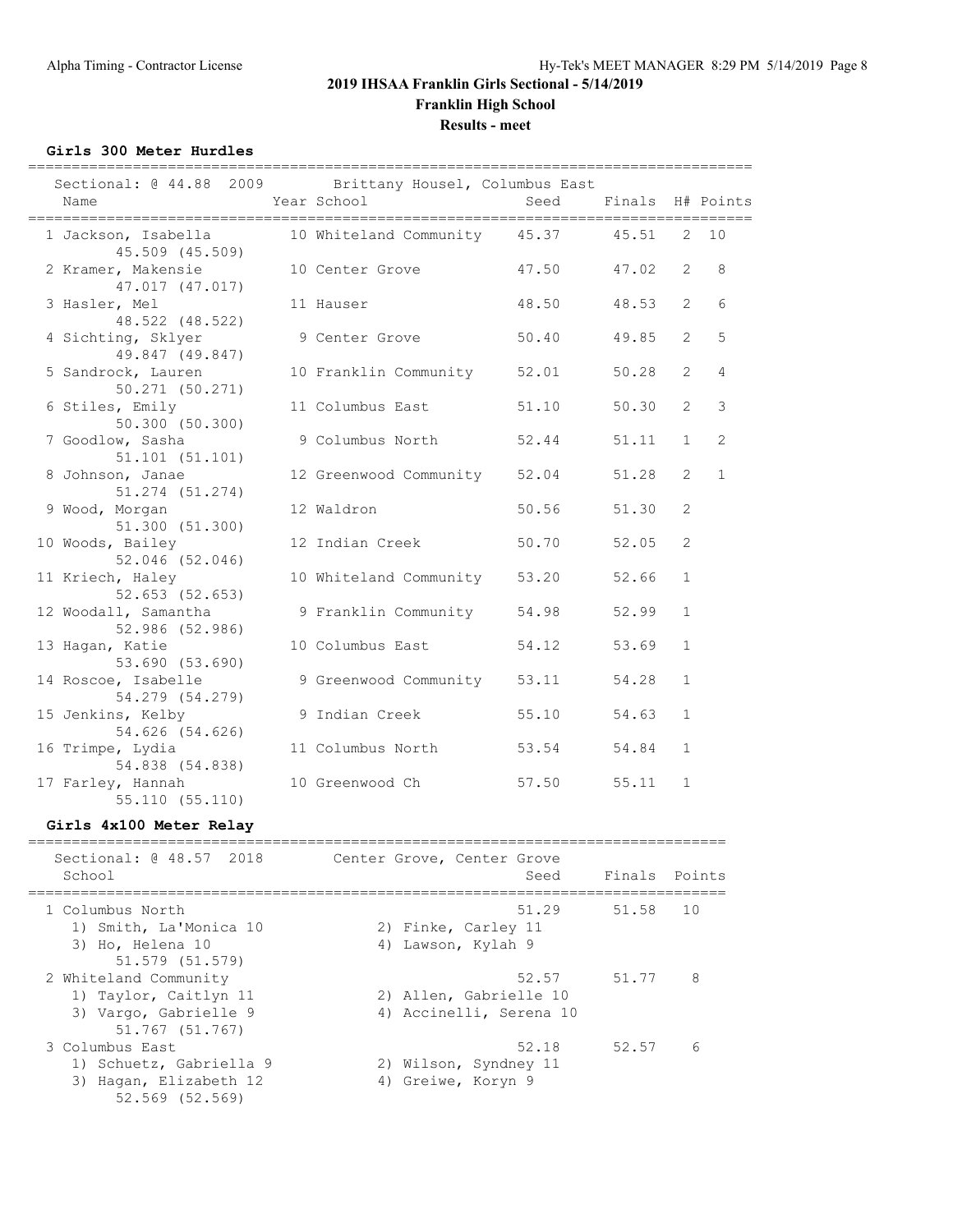**2019 IHSAA Franklin Girls Sectional - 5/14/2019**

**Franklin High School**

**Results - meet**

### Girls 300 Meter Hurdles

Sectional: @ 44.88 2009 Brittany Housel, Columbus East

| Place | Name | Year | School | Seed | Finals | H# | Points |
|---|---|---|---|---|---|---|---|
| 1 | Jackson, Isabella | 10 | Whiteland Community | 45.37 | 45.51 | 2 | 10 |
| | 45.509 (45.509) | | | | | | |
| 2 | Kramer, Makensie | 10 | Center Grove | 47.50 | 47.02 | 2 | 8 |
| | 47.017 (47.017) | | | | | | |
| 3 | Hasler, Mel | 11 | Hauser | 48.50 | 48.53 | 2 | 6 |
| | 48.522 (48.522) | | | | | | |
| 4 | Sichting, Sklyer | 9 | Center Grove | 50.40 | 49.85 | 2 | 5 |
| | 49.847 (49.847) | | | | | | |
| 5 | Sandrock, Lauren | 10 | Franklin Community | 52.01 | 50.28 | 2 | 4 |
| | 50.271 (50.271) | | | | | | |
| 6 | Stiles, Emily | 11 | Columbus East | 51.10 | 50.30 | 2 | 3 |
| | 50.300 (50.300) | | | | | | |
| 7 | Goodlow, Sasha | 9 | Columbus North | 52.44 | 51.11 | 1 | 2 |
| | 51.101 (51.101) | | | | | | |
| 8 | Johnson, Janae | 12 | Greenwood Community | 52.04 | 51.28 | 2 | 1 |
| | 51.274 (51.274) | | | | | | |
| 9 | Wood, Morgan | 12 | Waldron | 50.56 | 51.30 | 2 | |
| | 51.300 (51.300) | | | | | | |
| 10 | Woods, Bailey | 12 | Indian Creek | 50.70 | 52.05 | 2 | |
| | 52.046 (52.046) | | | | | | |
| 11 | Kriech, Haley | 10 | Whiteland Community | 53.20 | 52.66 | 1 | |
| | 52.653 (52.653) | | | | | | |
| 12 | Woodall, Samantha | 9 | Franklin Community | 54.98 | 52.99 | 1 | |
| | 52.986 (52.986) | | | | | | |
| 13 | Hagan, Katie | 10 | Columbus East | 54.12 | 53.69 | 1 | |
| | 53.690 (53.690) | | | | | | |
| 14 | Roscoe, Isabelle | 9 | Greenwood Community | 53.11 | 54.28 | 1 | |
| | 54.279 (54.279) | | | | | | |
| 15 | Jenkins, Kelby | 9 | Indian Creek | 55.10 | 54.63 | 1 | |
| | 54.626 (54.626) | | | | | | |
| 16 | Trimpe, Lydia | 11 | Columbus North | 53.54 | 54.84 | 1 | |
| | 54.838 (54.838) | | | | | | |
| 17 | Farley, Hannah | 10 | Greenwood Ch | 57.50 | 55.11 | 1 | |
| | 55.110 (55.110) | | | | | | |

### Girls 4x100 Meter Relay

Sectional: @ 48.57 2018 Center Grove, Center Grove

| Place | School | Seed | Finals | Points |
|---|---|---|---|---|
| 1 | Columbus North | 51.29 | 51.58 | 10 |
| | 1) Smith, La'Monica 10; 2) Finke, Carley 11; 3) Ho, Helena 10; 4) Lawson, Kylah 9 | | | |
| | 51.579 (51.579) | | | |
| 2 | Whiteland Community | 52.57 | 51.77 | 8 |
| | 1) Taylor, Caitlyn 11; 2) Allen, Gabrielle 10; 3) Vargo, Gabrielle 9; 4) Accinelli, Serena 10 | | | |
| | 51.767 (51.767) | | | |
| 3 | Columbus East | 52.18 | 52.57 | 6 |
| | 1) Schuetz, Gabriella 9; 2) Wilson, Syndney 11; 3) Hagan, Elizabeth 12; 4) Greiwe, Koryn 9 | | | |
| | 52.569 (52.569) | | | |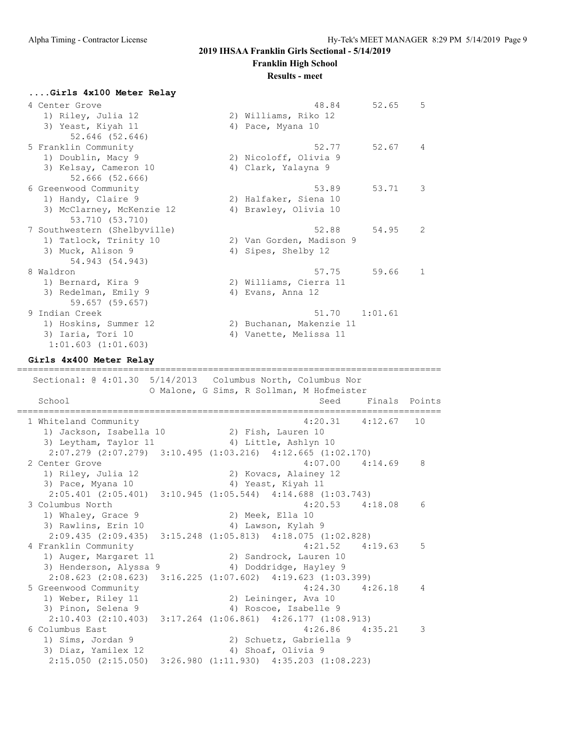## 2019 IHSAA Franklin Girls Sectional - 5/14/2019

### Franklin High School

### Results - meet

**....Girls 4x100 Meter Relay**

```
  4 Center Grove                                      48.84      52.65    5
     1) Riley, Julia 12                2) Williams, Riko 12
     3) Yeast, Kiyah 11                4) Pace, Myana 10
          52.646 (52.646)
  5 Franklin Community                                52.77      52.67    4
     1) Doublin, Macy 9                2) Nicoloff, Olivia 9
     3) Kelsay, Cameron 10             4) Clark, Yalayna 9
          52.666 (52.666)
  6 Greenwood Community                               53.89      53.71    3
     1) Handy, Claire 9                2) Halfaker, Siena 10
     3) McClarney, McKenzie 12         4) Brawley, Olivia 10
          53.710 (53.710)
  7 Southwestern (Shelbyville)                        52.88      54.95    2
     1) Tatlock, Trinity 10            2) Van Gorden, Madison 9
     3) Muck, Alison 9                 4) Sipes, Shelby 12
          54.943 (54.943)
  8 Waldron                                           57.75      59.66    1
     1) Bernard, Kira 9                2) Williams, Cierra 11
     3) Redelman, Emily 9              4) Evans, Anna 12
          59.657 (59.657)
  9 Indian Creek                                      51.70    1:01.61
     1) Hoskins, Summer 12             2) Buchanan, Makenzie 11
     3) Iaria, Tori 10                 4) Vanette, Melissa 11
       1:01.603 (1:01.603)
```

**Girls 4x400 Meter Relay**

```
================================================================================
   Sectional: @ 4:01.30  5/14/2013   Columbus North, Columbus Nor
                      O Malone, G Sims, R Sollman, M Hofmeister
    School                                           Seed     Finals  Points
================================================================================
  1 Whiteland Community                           4:20.31    4:12.67   10
     1) Jackson, Isabella 10           2) Fish, Lauren 10
     3) Leytham, Taylor 11             4) Little, Ashlyn 10
      2:07.279 (2:07.279)  3:10.495 (1:03.216)  4:12.665 (1:02.170)
  2 Center Grove                                  4:07.00    4:14.69    8
     1) Riley, Julia 12                2) Kovacs, Alainey 12
     3) Pace, Myana 10                 4) Yeast, Kiyah 11
      2:05.401 (2:05.401)  3:10.945 (1:05.544)  4:14.688 (1:03.743)
  3 Columbus North                                4:20.53    4:18.08    6
     1) Whaley, Grace 9                2) Meek, Ella 10
     3) Rawlins, Erin 10               4) Lawson, Kylah 9
      2:09.435 (2:09.435)  3:15.248 (1:05.813)  4:18.075 (1:02.828)
  4 Franklin Community                            4:21.52    4:19.63    5
     1) Auger, Margaret 11             2) Sandrock, Lauren 10
     3) Henderson, Alyssa 9            4) Doddridge, Hayley 9
      2:08.623 (2:08.623)  3:16.225 (1:07.602)  4:19.623 (1:03.399)
  5 Greenwood Community                           4:24.30    4:26.18    4
     1) Weber, Riley 11                2) Leininger, Ava 10
     3) Pinon, Selena 9                4) Roscoe, Isabelle 9
      2:10.403 (2:10.403)  3:17.264 (1:06.861)  4:26.177 (1:08.913)
  6 Columbus East                                 4:26.86    4:35.21    3
     1) Sims, Jordan 9                 2) Schuetz, Gabriella 9
     3) Diaz, Yamilex 12               4) Shoaf, Olivia 9
      2:15.050 (2:15.050)  3:26.980 (1:11.930)  4:35.203 (1:08.223)
```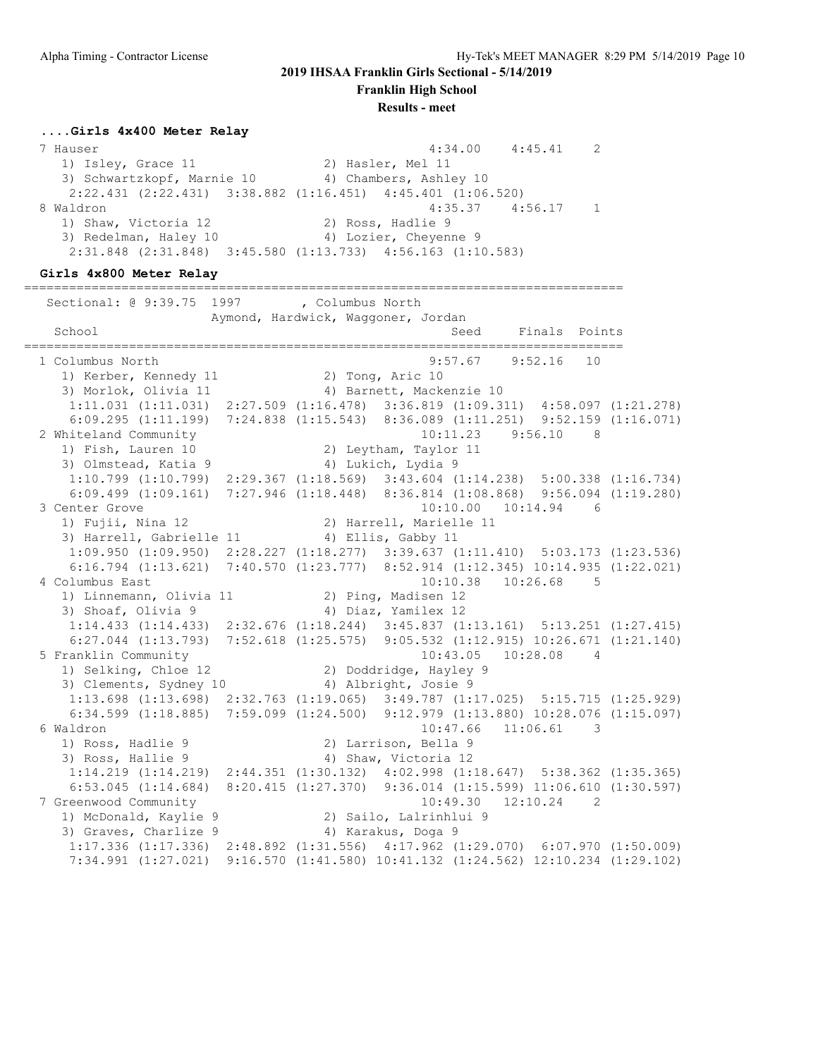## 2019 IHSAA Franklin Girls Sectional - 5/14/2019

**Franklin High School**

**Results - meet**

### ....Girls 4x400 Meter Relay

```
 7 Hauser                                            4:34.00    4:45.41    2 
    1) Isley, Grace 11                2) Hasler, Mel 11                 
    3) Schwartzkopf, Marnie 10        4) Chambers, Ashley 10            
     2:22.431 (2:22.431)  3:38.882 (1:16.451)  4:45.401 (1:06.520)
 8 Waldron                                           4:35.37    4:56.17    1 
    1) Shaw, Victoria 12              2) Ross, Hadlie 9                 
    3) Redelman, Haley 10             4) Lozier, Cheyenne 9             
     2:31.848 (2:31.848)  3:45.580 (1:13.733)  4:56.163 (1:10.583)
```

### Girls 4x800 Meter Relay

```
================================================================================
   Sectional: @ 9:39.75  1997        , Columbus North                          
                      Aymond, Hardwick, Waggoner, Jordan                        
    School                                            Seed     Finals  Points 
================================================================================
  1 Columbus North                                   9:57.67    9:52.16   10 
     1) Kerber, Kennedy 11             2) Tong, Aric 10                  
     3) Morlok, Olivia 11              4) Barnett, Mackenzie 10          
      1:11.031 (1:11.031)  2:27.509 (1:16.478)  3:36.819 (1:09.311)  4:58.097 (1:21.278)
      6:09.295 (1:11.199)  7:24.838 (1:15.543)  8:36.089 (1:11.251)  9:52.159 (1:16.071)
  2 Whiteland Community                             10:11.23    9:56.10    8 
     1) Fish, Lauren 10                2) Leytham, Taylor 11             
     3) Olmstead, Katia 9              4) Lukich, Lydia 9                
      1:10.799 (1:10.799)  2:29.367 (1:18.569)  3:43.604 (1:14.238)  5:00.338 (1:16.734)
      6:09.499 (1:09.161)  7:27.946 (1:18.448)  8:36.814 (1:08.868)  9:56.094 (1:19.280)
  3 Center Grove                                    10:10.00   10:14.94    6 
     1) Fujii, Nina 12                 2) Harrell, Marielle 11           
     3) Harrell, Gabrielle 11          4) Ellis, Gabby 11                
      1:09.950 (1:09.950)  2:28.227 (1:18.277)  3:39.637 (1:11.410)  5:03.173 (1:23.536)
      6:16.794 (1:13.621)  7:40.570 (1:23.777)  8:52.914 (1:12.345) 10:14.935 (1:22.021)
  4 Columbus East                                   10:10.38   10:26.68    5 
     1) Linnemann, Olivia 11           2) Ping, Madisen 12               
     3) Shoaf, Olivia 9                4) Diaz, Yamilex 12               
      1:14.433 (1:14.433)  2:32.676 (1:18.244)  3:45.837 (1:13.161)  5:13.251 (1:27.415)
      6:27.044 (1:13.793)  7:52.618 (1:25.575)  9:05.532 (1:12.915) 10:26.671 (1:21.140)
  5 Franklin Community                              10:43.05   10:28.08    4 
     1) Selking, Chloe 12              2) Doddridge, Hayley 9            
     3) Clements, Sydney 10            4) Albright, Josie 9              
      1:13.698 (1:13.698)  2:32.763 (1:19.065)  3:49.787 (1:17.025)  5:15.715 (1:25.929)
      6:34.599 (1:18.885)  7:59.099 (1:24.500)  9:12.979 (1:13.880) 10:28.076 (1:15.097)
  6 Waldron                                         10:47.66   11:06.61    3 
     1) Ross, Hadlie 9                 2) Larrison, Bella 9              
     3) Ross, Hallie 9                 4) Shaw, Victoria 12              
      1:14.219 (1:14.219)  2:44.351 (1:30.132)  4:02.998 (1:18.647)  5:38.362 (1:35.365)
      6:53.045 (1:14.684)  8:20.415 (1:27.370)  9:36.014 (1:15.599) 11:06.610 (1:30.597)
  7 Greenwood Community                             10:49.30   12:10.24    2 
     1) McDonald, Kaylie 9             2) Sailo, Lalrinhlui 9            
     3) Graves, Charlize 9             4) Karakus, Doga 9                
      1:17.336 (1:17.336)  2:48.892 (1:31.556)  4:17.962 (1:29.070)  6:07.970 (1:50.009)
      7:34.991 (1:27.021)  9:16.570 (1:41.580) 10:41.132 (1:24.562) 12:10.234 (1:29.102)
```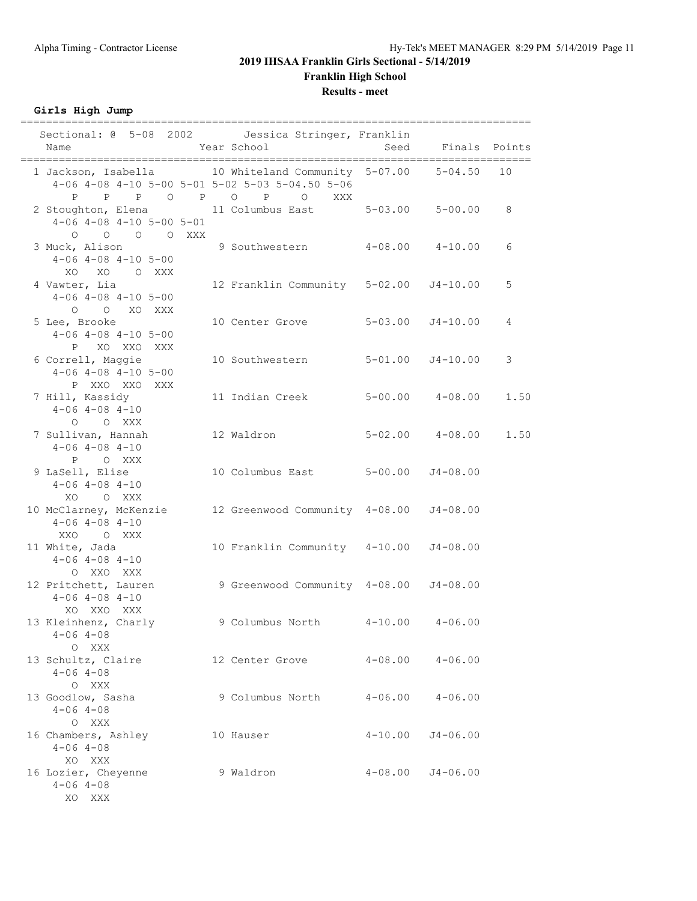# 2019 IHSAA Franklin Girls Sectional - 5/14/2019

## Franklin High School

### Results - meet

**Girls High Jump**

```
===============================================================================
  Sectional: @  5-08  2002        Jessica Stringer, Franklin                   
    Name                    Year School                 Seed     Finals  Points
===============================================================================
  1 Jackson, Isabella        10 Whiteland Community  5-07.00    5-04.50  10   
      4-06 4-08 4-10 5-00 5-01 5-02 5-03 5-04.50 5-06 
         P    P    P    O    P    O    P    O  XXX 
  2 Stoughton, Elena         11 Columbus East        5-03.00    5-00.00   8   
      4-06 4-08 4-10 5-00 5-01 
         O    O    O    O  XXX 
  3 Muck, Alison              9 Southwestern         4-08.00    4-10.00   6   
      4-06 4-08 4-10 5-00 
        XO   XO    O  XXX 
  4 Vawter, Lia              12 Franklin Community   5-02.00   J4-10.00   5   
      4-06 4-08 4-10 5-00 
         O    O   XO  XXX 
  5 Lee, Brooke              10 Center Grove         5-03.00   J4-10.00   4   
      4-06 4-08 4-10 5-00 
         P   XO  XXO  XXX 
  6 Correll, Maggie          10 Southwestern         5-01.00   J4-10.00   3   
      4-06 4-08 4-10 5-00 
         P  XXO  XXO  XXX 
  7 Hill, Kassidy            11 Indian Creek         5-00.00    4-08.00   1.50
      4-06 4-08 4-10 
         O    O  XXX 
  7 Sullivan, Hannah         12 Waldron              5-02.00    4-08.00   1.50
      4-06 4-08 4-10 
         P    O  XXX 
  9 LaSell, Elise            10 Columbus East        5-00.00   J4-08.00       
      4-06 4-08 4-10 
        XO    O  XXX 
 10 McClarney, McKenzie      12 Greenwood Community  4-08.00   J4-08.00       
      4-06 4-08 4-10 
       XXO    O  XXX 
 11 White, Jada              10 Franklin Community   4-10.00   J4-08.00       
      4-06 4-08 4-10 
         O  XXO  XXX 
 12 Pritchett, Lauren         9 Greenwood Community  4-08.00   J4-08.00       
      4-06 4-08 4-10 
        XO  XXO  XXX 
 13 Kleinhenz, Charly         9 Columbus North       4-10.00    4-06.00       
      4-06 4-08 
         O  XXX 
 13 Schultz, Claire          12 Center Grove         4-08.00    4-06.00       
      4-06 4-08 
         O  XXX 
 13 Goodlow, Sasha            9 Columbus North       4-06.00    4-06.00       
      4-06 4-08 
         O  XXX 
 16 Chambers, Ashley         10 Hauser               4-10.00   J4-06.00       
      4-06 4-08 
        XO  XXX 
 16 Lozier, Cheyenne          9 Waldron              4-08.00   J4-06.00       
      4-06 4-08 
        XO  XXX 
```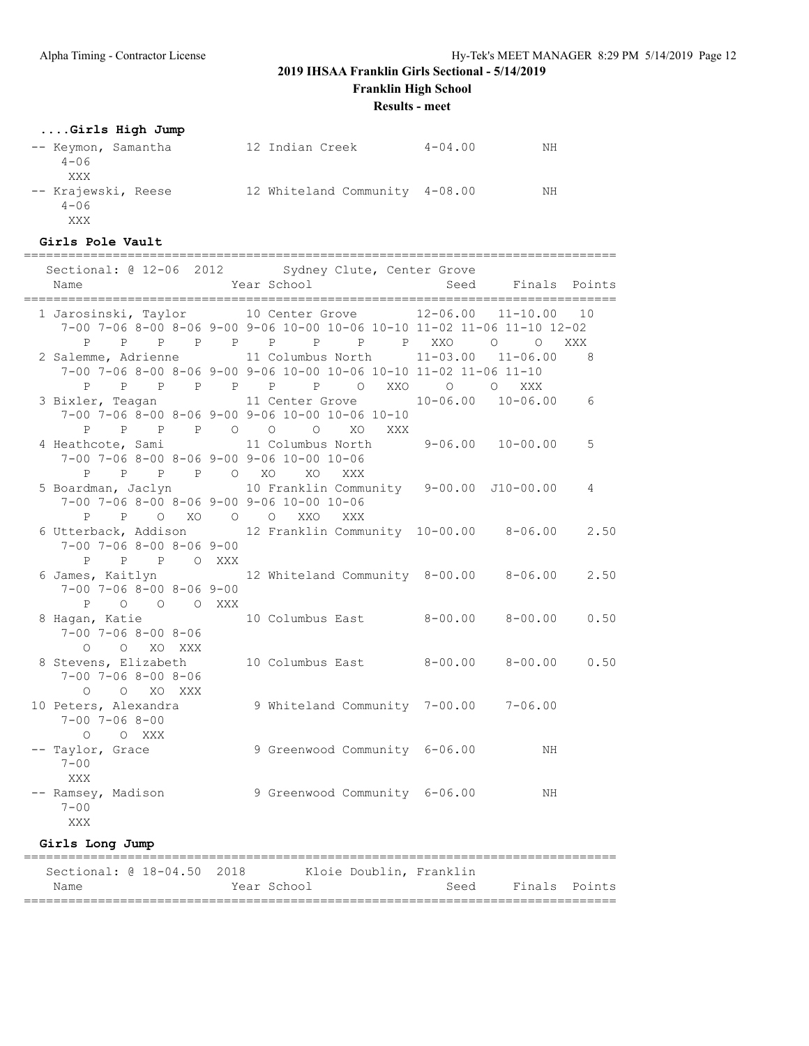# 2019 IHSAA Franklin Girls Sectional - 5/14/2019

## Franklin High School

### Results - meet

#### ....Girls High Jump

```
 -- Keymon, Samantha          12 Indian Creek         4-04.00          NH
     4-06
      XXX
 -- Krajewski, Reese          12 Whiteland Community  4-08.00          NH
     4-06
      XXX
```

#### Girls Pole Vault

```
================================================================================
    Sectional: @ 12-06  2012        Sydney Clute, Center Grove
    Name                    Year School                 Seed     Finals  Points
================================================================================
  1 Jarosinski, Taylor       10 Center Grove         12-06.00   11-10.00   10
     7-00 7-06 8-00 8-06 9-00 9-06 10-00 10-06 10-10 11-02 11-06 11-10 12-02
        P    P    P    P    P    P     P     P     P   XXO     O     O   XXX
  2 Salemme, Adrienne        11 Columbus North       11-03.00   11-06.00    8
     7-00 7-06 8-00 8-06 9-00 9-06 10-00 10-06 10-10 11-02 11-06 11-10
        P    P    P    P    P    P     P     O   XXO     O     O   XXX
  3 Bixler, Teagan           11 Center Grove         10-06.00   10-06.00    6
     7-00 7-06 8-00 8-06 9-00 9-06 10-00 10-06 10-10
        P    P    P    P    O    O     O    XO   XXX
  4 Heathcote, Sami          11 Columbus North        9-06.00   10-00.00    5
     7-00 7-06 8-00 8-06 9-00 9-06 10-00 10-06
        P    P    P    P    O   XO    XO   XXX
  5 Boardman, Jaclyn         10 Franklin Community    9-00.00  J10-00.00    4
     7-00 7-06 8-00 8-06 9-00 9-06 10-00 10-06
        P    P    O   XO    O    O   XXO   XXX
  6 Utterback, Addison       12 Franklin Community   10-00.00    8-06.00    2.50
     7-00 7-06 8-00 8-06 9-00
        P    P    P    O  XXX
  6 James, Kaitlyn           12 Whiteland Community   8-00.00    8-06.00    2.50
     7-00 7-06 8-00 8-06 9-00
        P    O    O    O  XXX
  8 Hagan, Katie             10 Columbus East         8-00.00    8-00.00    0.50
     7-00 7-06 8-00 8-06
        O    O   XO  XXX
  8 Stevens, Elizabeth       10 Columbus East         8-00.00    8-00.00    0.50
     7-00 7-06 8-00 8-06
        O    O   XO  XXX
 10 Peters, Alexandra         9 Whiteland Community   7-00.00    7-06.00
     7-00 7-06 8-00
        O    O  XXX
 -- Taylor, Grace             9 Greenwood Community   6-06.00         NH
     7-00
      XXX
 -- Ramsey, Madison           9 Greenwood Community   6-06.00         NH
     7-00
      XXX
```

#### Girls Long Jump

```
================================================================================
    Sectional: @ 18-04.50  2018       Kloie Doublin, Franklin
    Name                    Year School                 Seed     Finals  Points
================================================================================
```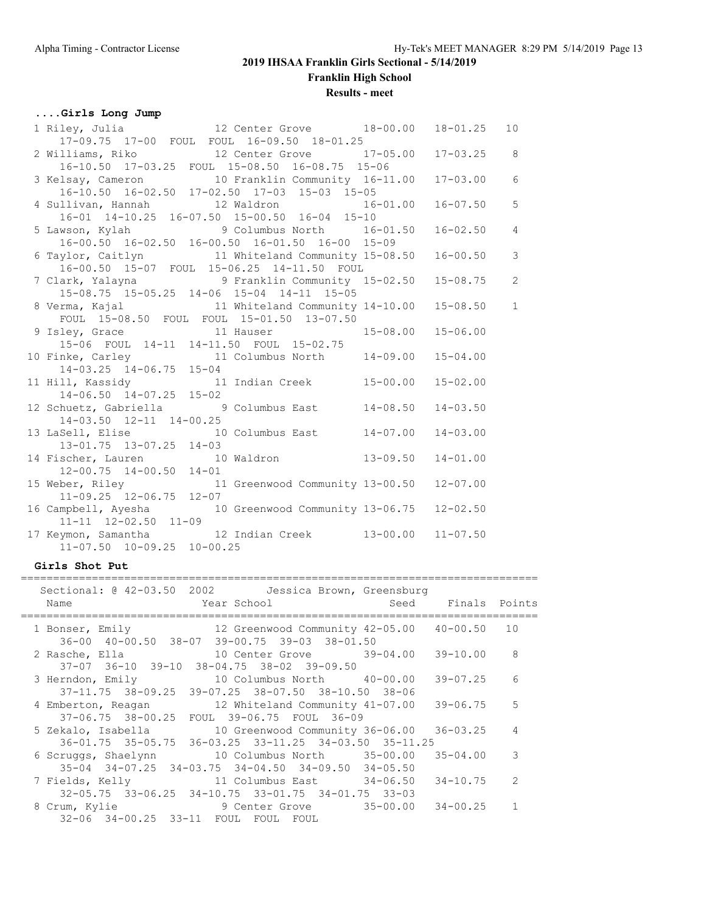# 2019 IHSAA Franklin Girls Sectional - 5/14/2019

## Franklin High School

### Results - meet

#### ....Girls Long Jump

| Place | Name | Year | School | Seed | Finals | Points |
|---|---|---|---|---|---|---|
| 1 | Riley, Julia | 12 | Center Grove | 18-00.00 | 18-01.25 | 10 |
| | 17-09.75 17-00 FOUL FOUL 16-09.50 18-01.25 | | | | | |
| 2 | Williams, Riko | 12 | Center Grove | 17-05.00 | 17-03.25 | 8 |
| | 16-10.50 17-03.25 FOUL 15-08.50 16-08.75 15-06 | | | | | |
| 3 | Kelsay, Cameron | 10 | Franklin Community | 16-11.00 | 17-03.00 | 6 |
| | 16-10.50 16-02.50 17-02.50 17-03 15-03 15-05 | | | | | |
| 4 | Sullivan, Hannah | 12 | Waldron | 16-01.00 | 16-07.50 | 5 |
| | 16-01 14-10.25 16-07.50 15-00.50 16-04 15-10 | | | | | |
| 5 | Lawson, Kylah | 9 | Columbus North | 16-01.50 | 16-02.50 | 4 |
| | 16-00.50 16-02.50 16-00.50 16-01.50 16-00 15-09 | | | | | |
| 6 | Taylor, Caitlyn | 11 | Whiteland Community | 15-08.50 | 16-00.50 | 3 |
| | 16-00.50 15-07 FOUL 15-06.25 14-11.50 FOUL | | | | | |
| 7 | Clark, Yalayna | 9 | Franklin Community | 15-02.50 | 15-08.75 | 2 |
| | 15-08.75 15-05.25 14-06 15-04 14-11 15-05 | | | | | |
| 8 | Verma, Kajal | 11 | Whiteland Community | 14-10.00 | 15-08.50 | 1 |
| | FOUL 15-08.50 FOUL FOUL 15-01.50 13-07.50 | | | | | |
| 9 | Isley, Grace | 11 | Hauser | 15-08.00 | 15-06.00 | |
| | 15-06 FOUL 14-11 14-11.50 FOUL 15-02.75 | | | | | |
| 10 | Finke, Carley | 11 | Columbus North | 14-09.00 | 15-04.00 | |
| | 14-03.25 14-06.75 15-04 | | | | | |
| 11 | Hill, Kassidy | 11 | Indian Creek | 15-00.00 | 15-02.00 | |
| | 14-06.50 14-07.25 15-02 | | | | | |
| 12 | Schuetz, Gabriella | 9 | Columbus East | 14-08.50 | 14-03.50 | |
| | 14-03.50 12-11 14-00.25 | | | | | |
| 13 | LaSell, Elise | 10 | Columbus East | 14-07.00 | 14-03.00 | |
| | 13-01.75 13-07.25 14-03 | | | | | |
| 14 | Fischer, Lauren | 10 | Waldron | 13-09.50 | 14-01.00 | |
| | 12-00.75 14-00.50 14-01 | | | | | |
| 15 | Weber, Riley | 11 | Greenwood Community | 13-00.50 | 12-07.00 | |
| | 11-09.25 12-06.75 12-07 | | | | | |
| 16 | Campbell, Ayesha | 10 | Greenwood Community | 13-06.75 | 12-02.50 | |
| | 11-11 12-02.50 11-09 | | | | | |
| 17 | Keymon, Samantha | 12 | Indian Creek | 13-00.00 | 11-07.50 | |
| | 11-07.50 10-09.25 10-00.25 | | | | | |

#### Girls Shot Put

Sectional: @ 42-03.50 2002 Jessica Brown, Greensburg

| Place | Name | Year | School | Seed | Finals | Points |
|---|---|---|---|---|---|---|
| 1 | Bonser, Emily | 12 | Greenwood Community | 42-05.00 | 40-00.50 | 10 |
| | 36-00 40-00.50 38-07 39-00.75 39-03 38-01.50 | | | | | |
| 2 | Rasche, Ella | 10 | Center Grove | 39-04.00 | 39-10.00 | 8 |
| | 37-07 36-10 39-10 38-04.75 38-02 39-09.50 | | | | | |
| 3 | Herndon, Emily | 10 | Columbus North | 40-00.00 | 39-07.25 | 6 |
| | 37-11.75 38-09.25 39-07.25 38-07.50 38-10.50 38-06 | | | | | |
| 4 | Emberton, Reagan | 12 | Whiteland Community | 41-07.00 | 39-06.75 | 5 |
| | 37-06.75 38-00.25 FOUL 39-06.75 FOUL 36-09 | | | | | |
| 5 | Zekalo, Isabella | 10 | Greenwood Community | 36-06.00 | 36-03.25 | 4 |
| | 36-01.75 35-05.75 36-03.25 33-11.25 34-03.50 35-11.25 | | | | | |
| 6 | Scruggs, Shaelynn | 10 | Columbus North | 35-00.00 | 35-04.00 | 3 |
| | 35-04 34-07.25 34-03.75 34-04.50 34-09.50 34-05.50 | | | | | |
| 7 | Fields, Kelly | 11 | Columbus East | 34-06.50 | 34-10.75 | 2 |
| | 32-05.75 33-06.25 34-10.75 33-01.75 34-01.75 33-03 | | | | | |
| 8 | Crum, Kylie | 9 | Center Grove | 35-00.00 | 34-00.25 | 1 |
| | 32-06 34-00.25 33-11 FOUL FOUL FOUL | | | | | |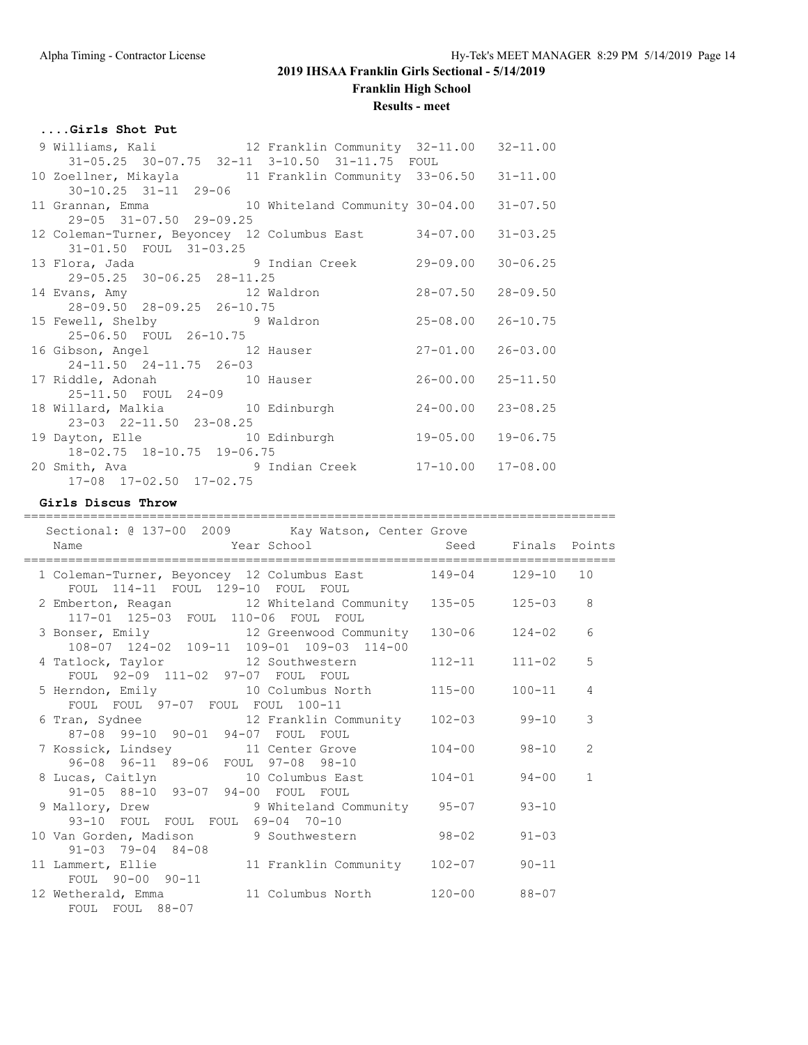## 2019 IHSAA Franklin Girls Sectional - 5/14/2019

**Franklin High School**

**Results - meet**

### ....Girls Shot Put

```
 9 Williams, Kali             12 Franklin Community  32-11.00   32-11.00
     31-05.25  30-07.75  32-11  3-10.50  31-11.75  FOUL
10 Zoellner, Mikayla          11 Franklin Community  33-06.50   31-11.00
     30-10.25  31-11  29-06
11 Grannan, Emma              10 Whiteland Community 30-04.00   31-07.50
     29-05  31-07.50  29-09.25
12 Coleman-Turner, Beyoncey 12 Columbus East         34-07.00   31-03.25
     31-01.50  FOUL  31-03.25
13 Flora, Jada                 9 Indian Creek        29-09.00   30-06.25
     29-05.25  30-06.25  28-11.25
14 Evans, Amy                 12 Waldron             28-07.50   28-09.50
     28-09.50  28-09.25  26-10.75
15 Fewell, Shelby              9 Waldron             25-08.00   26-10.75
     25-06.50  FOUL  26-10.75
16 Gibson, Angel              12 Hauser              27-01.00   26-03.00
     24-11.50  24-11.75  26-03
17 Riddle, Adonah             10 Hauser              26-00.00   25-11.50
     25-11.50  FOUL  24-09
18 Willard, Malkia            10 Edinburgh           24-00.00   23-08.25
     23-03  22-11.50  23-08.25
19 Dayton, Elle               10 Edinburgh           19-05.00   19-06.75
     18-02.75  18-10.75  19-06.75
20 Smith, Ava                  9 Indian Creek        17-10.00   17-08.00
     17-08  17-02.50  17-02.75
```

### Girls Discus Throw

```
================================================================================
  Sectional: @ 137-00  2009        Kay Watson, Center Grove
  Name                    Year School                 Seed     Finals  Points
================================================================================
  1 Coleman-Turner, Beyoncey 12 Columbus East        149-04    129-10   10
     FOUL  114-11  FOUL  129-10  FOUL  FOUL
  2 Emberton, Reagan        12 Whiteland Community   135-05    125-03    8
     117-01  125-03  FOUL  110-06  FOUL  FOUL
  3 Bonser, Emily           12 Greenwood Community   130-06    124-02    6
     108-07  124-02  109-11  109-01  109-03  114-00
  4 Tatlock, Taylor         12 Southwestern          112-11    111-02    5
     FOUL  92-09  111-02  97-07  FOUL  FOUL
  5 Herndon, Emily          10 Columbus North        115-00    100-11    4
     FOUL  FOUL  97-07  FOUL  FOUL  100-11
  6 Tran, Sydnee            12 Franklin Community    102-03     99-10    3
     87-08  99-10  90-01  94-07  FOUL  FOUL
  7 Kossick, Lindsey        11 Center Grove          104-00     98-10    2
     96-08  96-11  89-06  FOUL  97-08  98-10
  8 Lucas, Caitlyn          10 Columbus East         104-01     94-00    1
     91-05  88-10  93-07  94-00  FOUL  FOUL
  9 Mallory, Drew            9 Whiteland Community    95-07     93-10
     93-10  FOUL  FOUL  FOUL  69-04  70-10
 10 Van Gorden, Madison      9 Southwestern           98-02     91-03
     91-03  79-04  84-08
 11 Lammert, Ellie          11 Franklin Community    102-07     90-11
     FOUL  90-00  90-11
 12 Wetherald, Emma         11 Columbus North        120-00     88-07
     FOUL  FOUL  88-07
```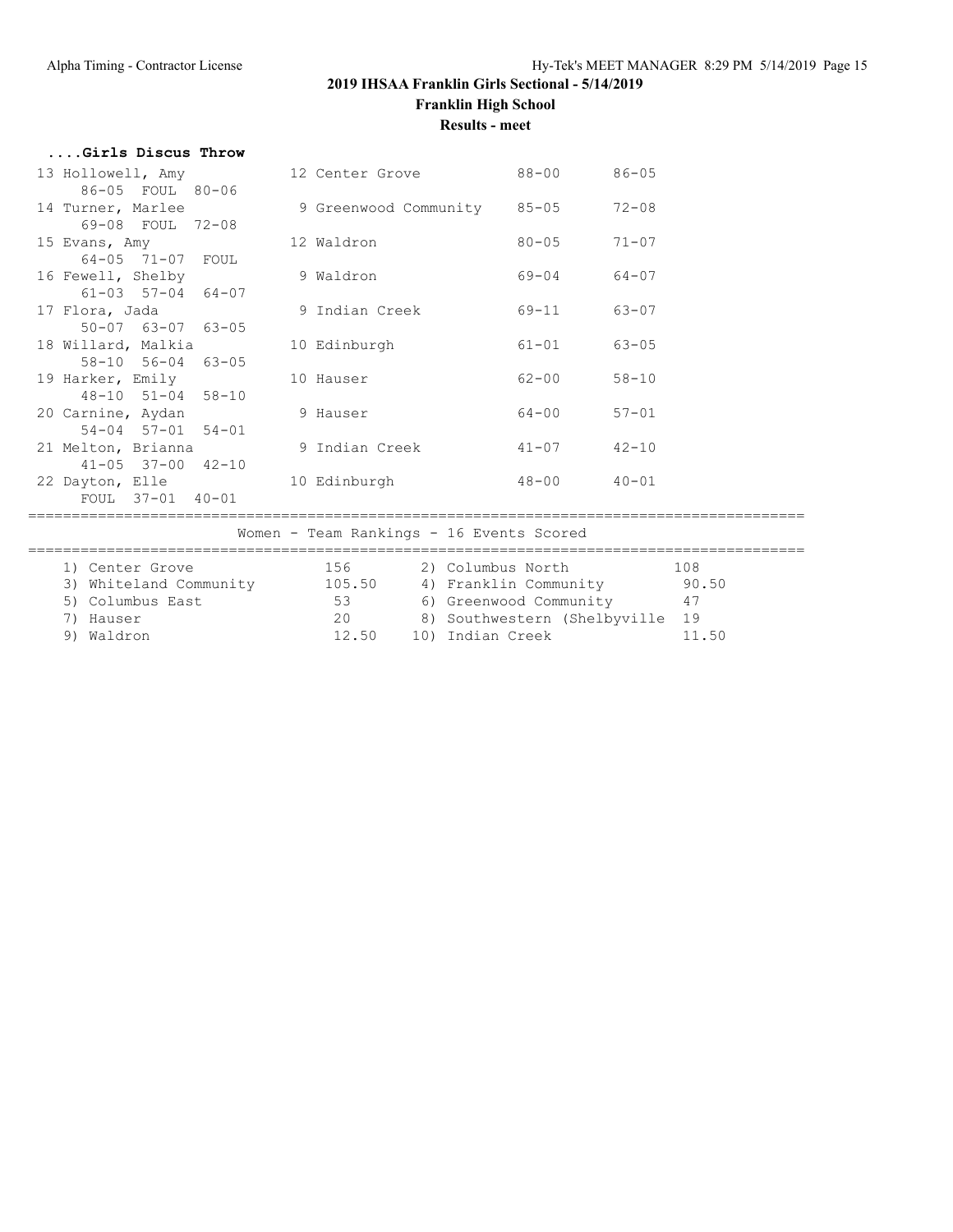## 2019 IHSAA Franklin Girls Sectional - 5/14/2019

### Franklin High School

### Results - meet

**....Girls Discus Throw**

| | | | | |
|---|---|---|---|---|
| 13 | Hollowell, Amy | 12 Center Grove | 88-00 | 86-05 |
| | 86-05 FOUL 80-06 | | | |
| 14 | Turner, Marlee | 9 Greenwood Community | 85-05 | 72-08 |
| | 69-08 FOUL 72-08 | | | |
| 15 | Evans, Amy | 12 Waldron | 80-05 | 71-07 |
| | 64-05 71-07 FOUL | | | |
| 16 | Fewell, Shelby | 9 Waldron | 69-04 | 64-07 |
| | 61-03 57-04 64-07 | | | |
| 17 | Flora, Jada | 9 Indian Creek | 69-11 | 63-07 |
| | 50-07 63-07 63-05 | | | |
| 18 | Willard, Malkia | 10 Edinburgh | 61-01 | 63-05 |
| | 58-10 56-04 63-05 | | | |
| 19 | Harker, Emily | 10 Hauser | 62-00 | 58-10 |
| | 48-10 51-04 58-10 | | | |
| 20 | Carnine, Aydan | 9 Hauser | 64-00 | 57-01 |
| | 54-04 57-01 54-01 | | | |
| 21 | Melton, Brianna | 9 Indian Creek | 41-07 | 42-10 |
| | 41-05 37-00 42-10 | | | |
| 22 | Dayton, Elle | 10 Edinburgh | 48-00 | 40-01 |
| | FOUL 37-01 40-01 | | | |

**Women - Team Rankings - 16 Events Scored**

| | | | |
|---|---|---|---|
| 1) Center Grove | 156 | 2) Columbus North | 108 |
| 3) Whiteland Community | 105.50 | 4) Franklin Community | 90.50 |
| 5) Columbus East | 53 | 6) Greenwood Community | 47 |
| 7) Hauser | 20 | 8) Southwestern (Shelbyville | 19 |
| 9) Waldron | 12.50 | 10) Indian Creek | 11.50 |